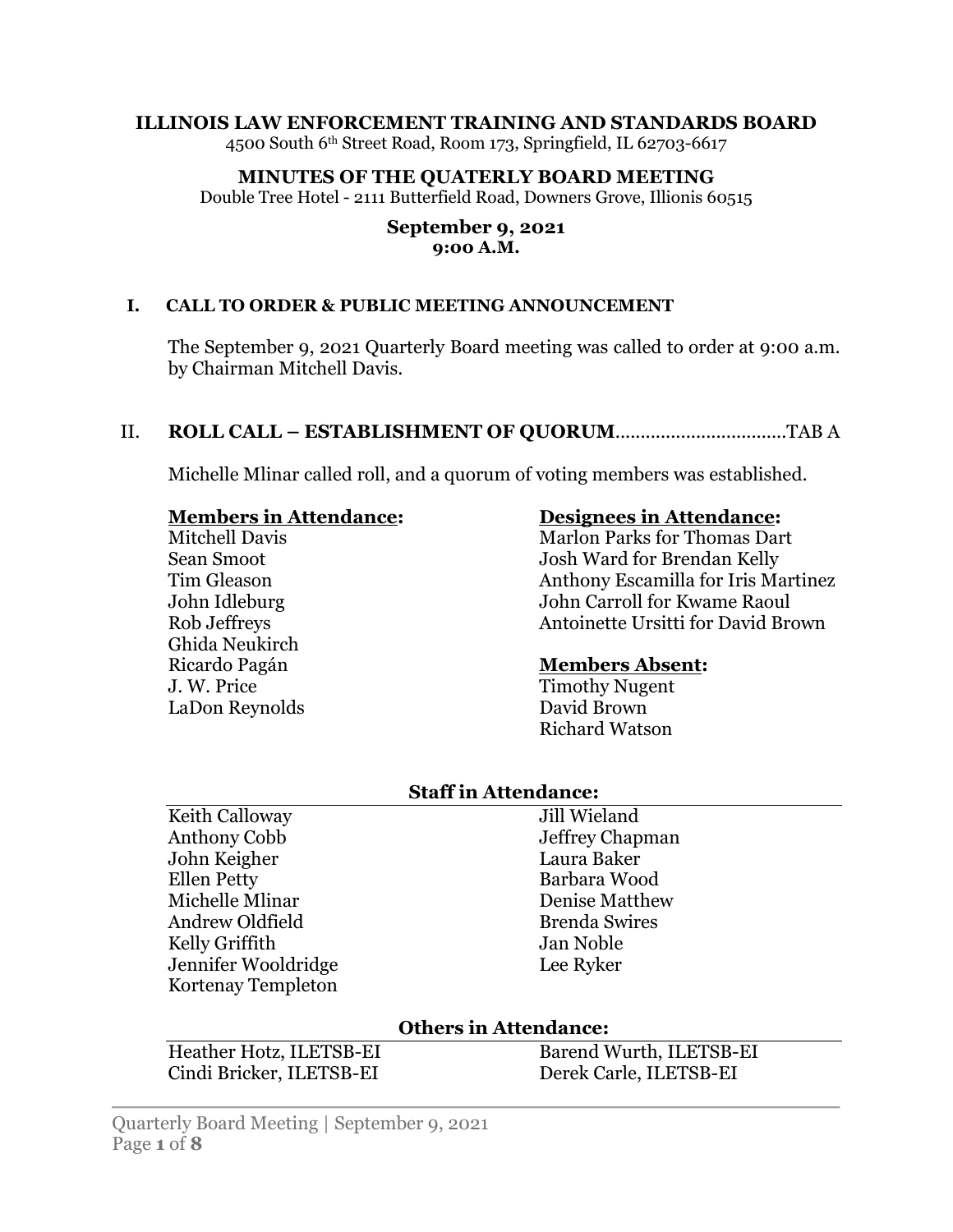# ILLINOIS LAW ENFORCEMENT TRAINING AND STANDARDS BOARD

4500 South 6th Street Road, Room 173, Springfield, IL 62703-6617

## MINUTES OF THE QUATERLY BOARD MEETING

Double Tree Hotel - 2111 Butterfield Road, Downers Grove, Illinois 60515

**September 9, 2021**
**9:00 A.M.**

### I. CALL TO ORDER & PUBLIC MEETING ANNOUNCEMENT

The September 9, 2021 Quarterly Board meeting was called to order at 9:00 a.m. by Chairman Mitchell Davis.

### II. ROLL CALL – ESTABLISHMENT OF QUORUM.................................TAB A

Michelle Mlinar called roll, and a quorum of voting members was established.

**Members in Attendance:**

Mitchell Davis
Sean Smoot
Tim Gleason
John Idleburg
Rob Jeffreys
Ghida Neukirch
Ricardo Pagán
J. W. Price
LaDon Reynolds

**Designees in Attendance:**

Marlon Parks for Thomas Dart
Josh Ward for Brendan Kelly
Anthony Escamilla for Iris Martinez
John Carroll for Kwame Raoul
Antoinette Ursitti for David Brown

**Members Absent:**

Timothy Nugent
David Brown
Richard Watson

**Staff in Attendance:**

Keith Calloway
Anthony Cobb
John Keigher
Ellen Petty
Michelle Mlinar
Andrew Oldfield
Kelly Griffith
Jennifer Wooldridge
Kortenay Templeton
Jill Wieland
Jeffrey Chapman
Laura Baker
Barbara Wood
Denise Matthew
Brenda Swires
Jan Noble
Lee Ryker

**Others in Attendance:**

Heather Hotz, ILETSB-EI
Cindi Bricker, ILETSB-EI
Barend Wurth, ILETSB-EI
Derek Carle, ILETSB-EI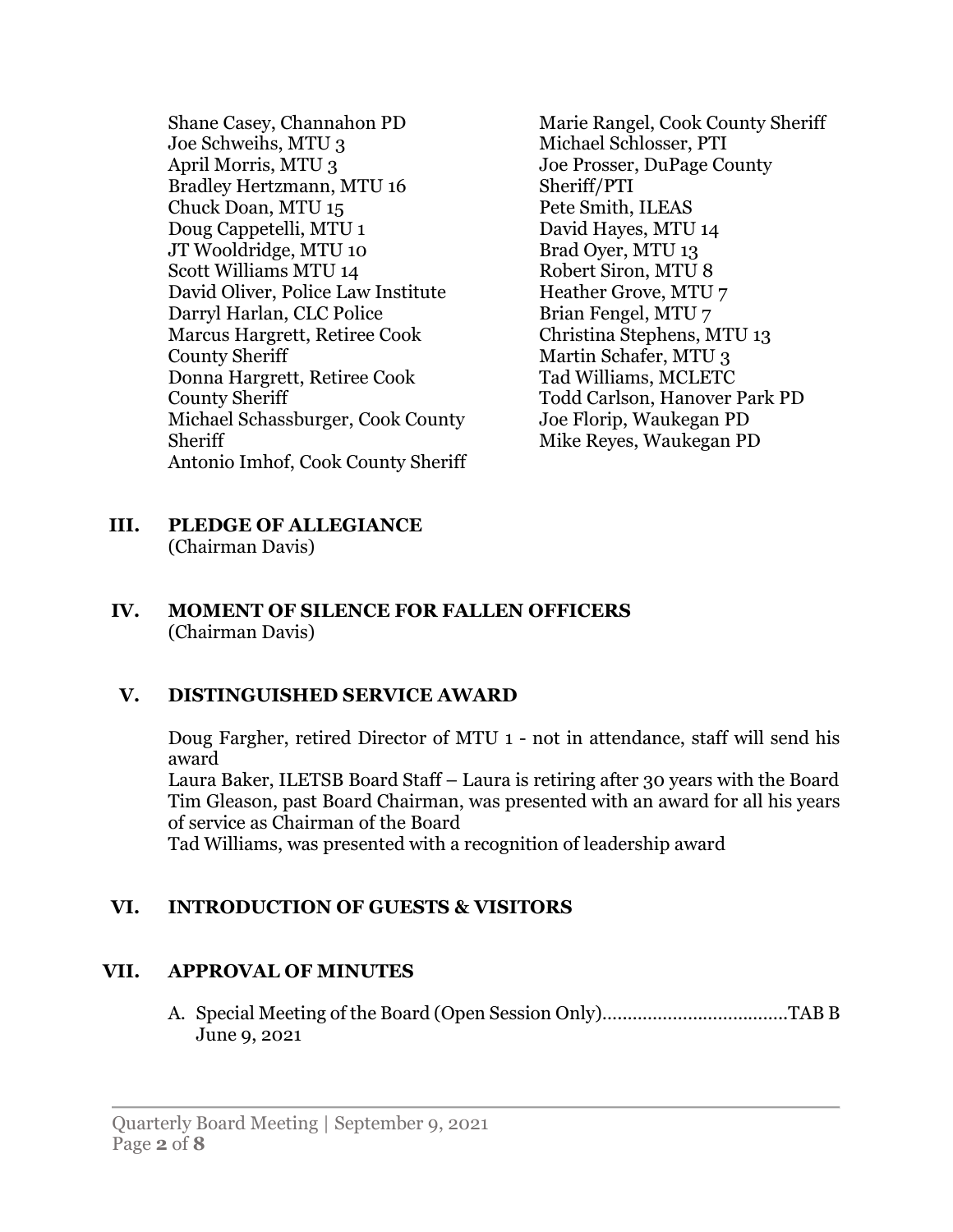Shane Casey, Channahon PD
Joe Schweihs, MTU 3
April Morris, MTU 3
Bradley Hertzmann, MTU 16
Chuck Doan, MTU 15
Doug Cappetelli, MTU 1
JT Wooldridge, MTU 10
Scott Williams MTU 14
David Oliver, Police Law Institute
Darryl Harlan, CLC Police
Marcus Hargrett, Retiree Cook County Sheriff
Donna Hargrett, Retiree Cook County Sheriff
Michael Schassburger, Cook County Sheriff
Antonio Imhof, Cook County Sheriff
Marie Rangel, Cook County Sheriff
Michael Schlosser, PTI
Joe Prosser, DuPage County Sheriff/PTI
Pete Smith, ILEAS
David Hayes, MTU 14
Brad Oyer, MTU 13
Robert Siron, MTU 8
Heather Grove, MTU 7
Brian Fengel, MTU 7
Christina Stephens, MTU 13
Martin Schafer, MTU 3
Tad Williams, MCLETC
Todd Carlson, Hanover Park PD
Joe Florip, Waukegan PD
Mike Reyes, Waukegan PD

## III. PLEDGE OF ALLEGIANCE

(Chairman Davis)

## IV. MOMENT OF SILENCE FOR FALLEN OFFICERS

(Chairman Davis)

## V. DISTINGUISHED SERVICE AWARD

Doug Fargher, retired Director of MTU 1 - not in attendance, staff will send his award
Laura Baker, ILETSB Board Staff – Laura is retiring after 30 years with the Board
Tim Gleason, past Board Chairman, was presented with an award for all his years of service as Chairman of the Board
Tad Williams, was presented with a recognition of leadership award

## VI. INTRODUCTION OF GUESTS & VISITORS

## VII. APPROVAL OF MINUTES

A. Special Meeting of the Board (Open Session Only)....................................TAB B
June 9, 2021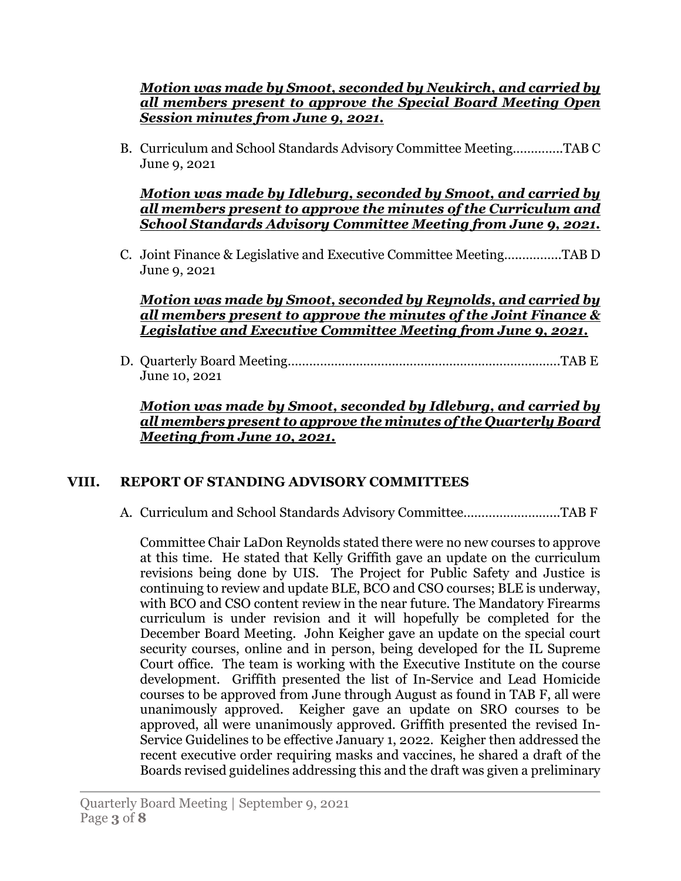***Motion was made by Smoot, seconded by Neukirch, and carried by all members present to approve the Special Board Meeting Open Session minutes from June 9, 2021.***

B. Curriculum and School Standards Advisory Committee Meeting.............TAB C
June 9, 2021

***Motion was made by Idleburg, seconded by Smoot, and carried by all members present to approve the minutes of the Curriculum and School Standards Advisory Committee Meeting from June 9, 2021.***

C. Joint Finance & Legislative and Executive Committee Meeting...............TAB D
June 9, 2021

***Motion was made by Smoot, seconded by Reynolds, and carried by all members present to approve the minutes of the Joint Finance & Legislative and Executive Committee Meeting from June 9, 2021.***

D. Quarterly Board Meeting...........................................................................TAB E
June 10, 2021

***Motion was made by Smoot, seconded by Idleburg, and carried by all members present to approve the minutes of the Quarterly Board Meeting from June 10, 2021.***

## VIII. REPORT OF STANDING ADVISORY COMMITTEES

A. Curriculum and School Standards Advisory Committee..........................TAB F

Committee Chair LaDon Reynolds stated there were no new courses to approve at this time. He stated that Kelly Griffith gave an update on the curriculum revisions being done by UIS. The Project for Public Safety and Justice is continuing to review and update BLE, BCO and CSO courses; BLE is underway, with BCO and CSO content review in the near future. The Mandatory Firearms curriculum is under revision and it will hopefully be completed for the December Board Meeting. John Keigher gave an update on the special court security courses, online and in person, being developed for the IL Supreme Court office. The team is working with the Executive Institute on the course development. Griffith presented the list of In-Service and Lead Homicide courses to be approved from June through August as found in TAB F, all were unanimously approved. Keigher gave an update on SRO courses to be approved, all were unanimously approved. Griffith presented the revised In-Service Guidelines to be effective January 1, 2022. Keigher then addressed the recent executive order requiring masks and vaccines, he shared a draft of the Boards revised guidelines addressing this and the draft was given a preliminary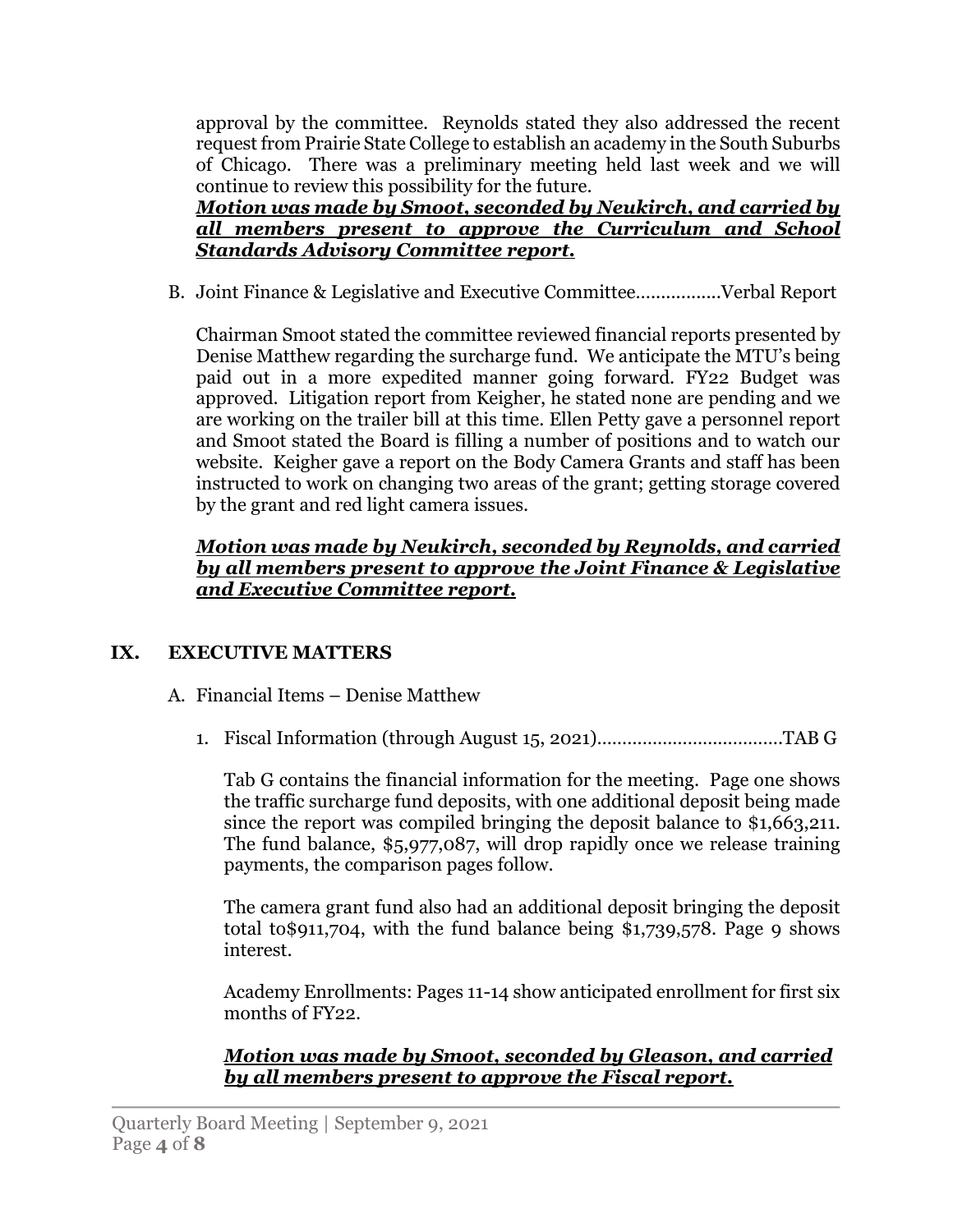approval by the committee. Reynolds stated they also addressed the recent request from Prairie State College to establish an academy in the South Suburbs of Chicago. There was a preliminary meeting held last week and we will continue to review this possibility for the future.

***Motion was made by Smoot, seconded by Neukirch, and carried by all members present to approve the Curriculum and School Standards Advisory Committee report.***

B. Joint Finance & Legislative and Executive Committee.................Verbal Report

Chairman Smoot stated the committee reviewed financial reports presented by Denise Matthew regarding the surcharge fund. We anticipate the MTU's being paid out in a more expedited manner going forward. FY22 Budget was approved. Litigation report from Keigher, he stated none are pending and we are working on the trailer bill at this time. Ellen Petty gave a personnel report and Smoot stated the Board is filling a number of positions and to watch our website. Keigher gave a report on the Body Camera Grants and staff has been instructed to work on changing two areas of the grant; getting storage covered by the grant and red light camera issues.

***Motion was made by Neukirch, seconded by Reynolds, and carried by all members present to approve the Joint Finance & Legislative and Executive Committee report.***

## IX. EXECUTIVE MATTERS

A. Financial Items – Denise Matthew

1. Fiscal Information (through August 15, 2021).....................................TAB G

Tab G contains the financial information for the meeting. Page one shows the traffic surcharge fund deposits, with one additional deposit being made since the report was compiled bringing the deposit balance to $1,663,211. The fund balance, $5,977,087, will drop rapidly once we release training payments, the comparison pages follow.

The camera grant fund also had an additional deposit bringing the deposit total to$911,704, with the fund balance being $1,739,578. Page 9 shows interest.

Academy Enrollments: Pages 11-14 show anticipated enrollment for first six months of FY22.

***Motion was made by Smoot, seconded by Gleason, and carried by all members present to approve the Fiscal report.***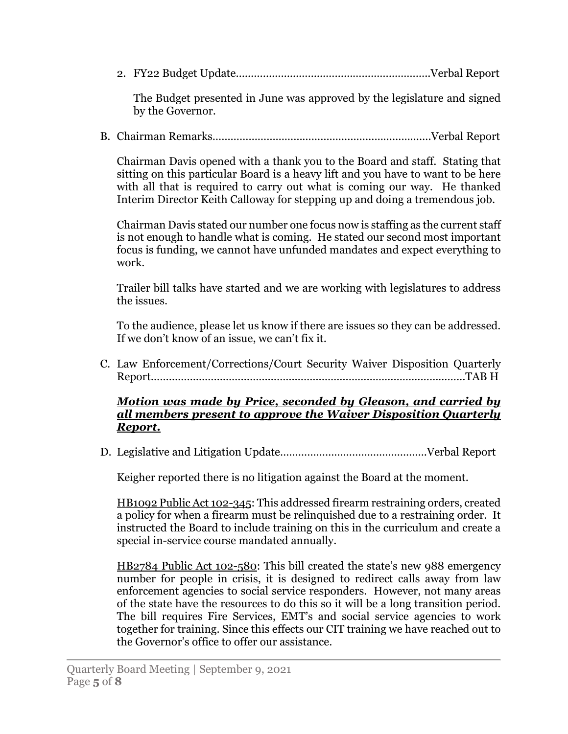2. FY22 Budget Update.................................................................Verbal Report

   The Budget presented in June was approved by the legislature and signed by the Governor.

B. Chairman Remarks........................................................................Verbal Report

   Chairman Davis opened with a thank you to the Board and staff. Stating that sitting on this particular Board is a heavy lift and you have to want to be here with all that is required to carry out what is coming our way. He thanked Interim Director Keith Calloway for stepping up and doing a tremendous job.

   Chairman Davis stated our number one focus now is staffing as the current staff is not enough to handle what is coming. He stated our second most important focus is funding, we cannot have unfunded mandates and expect everything to work.

   Trailer bill talks have started and we are working with legislatures to address the issues.

   To the audience, please let us know if there are issues so they can be addressed. If we don't know of an issue, we can't fix it.

C. Law Enforcement/Corrections/Court Security Waiver Disposition Quarterly Report.......................................................................................................TAB H

   ***<u>Motion was made by Price, seconded by Gleason, and carried by all members present to approve the Waiver Disposition Quarterly Report.</u>***

D. Legislative and Litigation Update................................................Verbal Report

   Keigher reported there is no litigation against the Board at the moment.

   <u>HB1092 Public Act 102-345</u>: This addressed firearm restraining orders, created a policy for when a firearm must be relinquished due to a restraining order. It instructed the Board to include training on this in the curriculum and create a special in-service course mandated annually.

   <u>HB2784 Public Act 102-580</u>: This bill created the state's new 988 emergency number for people in crisis, it is designed to redirect calls away from law enforcement agencies to social service responders. However, not many areas of the state have the resources to do this so it will be a long transition period. The bill requires Fire Services, EMT's and social service agencies to work together for training. Since this effects our CIT training we have reached out to the Governor's office to offer our assistance.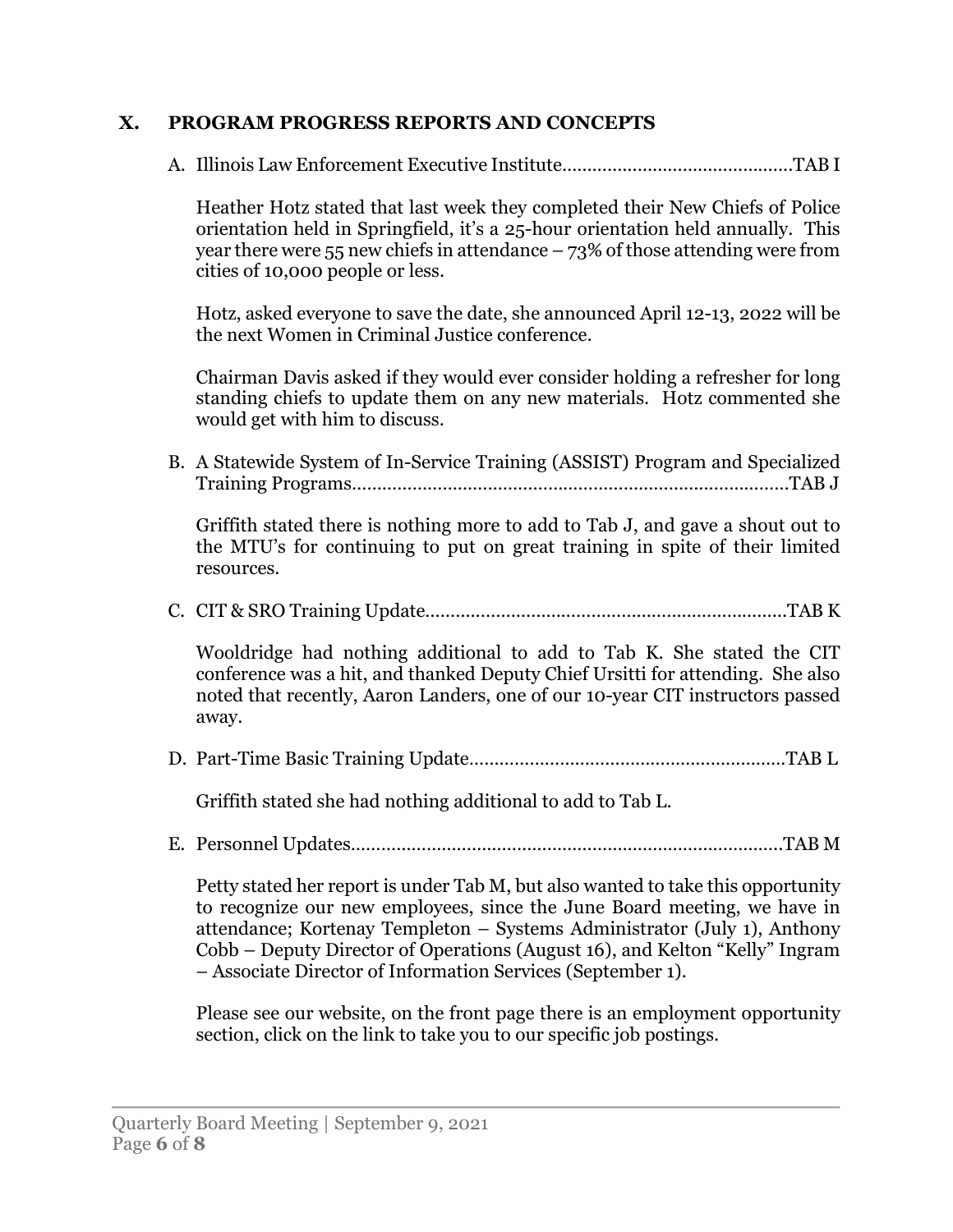## X. PROGRAM PROGRESS REPORTS AND CONCEPTS

A. Illinois Law Enforcement Executive Institute..........................................TAB I

Heather Hotz stated that last week they completed their New Chiefs of Police orientation held in Springfield, it's a 25-hour orientation held annually. This year there were 55 new chiefs in attendance – 73% of those attending were from cities of 10,000 people or less.

Hotz, asked everyone to save the date, she announced April 12-13, 2022 will be the next Women in Criminal Justice conference.

Chairman Davis asked if they would ever consider holding a refresher for long standing chiefs to update them on any new materials. Hotz commented she would get with him to discuss.

B. A Statewide System of In-Service Training (ASSIST) Program and Specialized Training Programs..........................................................................................TAB J

Griffith stated there is nothing more to add to Tab J, and gave a shout out to the MTU's for continuing to put on great training in spite of their limited resources.

C. CIT & SRO Training Update.......................................................................TAB K

Wooldridge had nothing additional to add to Tab K. She stated the CIT conference was a hit, and thanked Deputy Chief Ursitti for attending. She also noted that recently, Aaron Landers, one of our 10-year CIT instructors passed away.

D. Part-Time Basic Training Update..............................................................TAB L

Griffith stated she had nothing additional to add to Tab L.

E. Personnel Updates.....................................................................................TAB M

Petty stated her report is under Tab M, but also wanted to take this opportunity to recognize our new employees, since the June Board meeting, we have in attendance; Kortenay Templeton – Systems Administrator (July 1), Anthony Cobb – Deputy Director of Operations (August 16), and Kelton "Kelly" Ingram – Associate Director of Information Services (September 1).

Please see our website, on the front page there is an employment opportunity section, click on the link to take you to our specific job postings.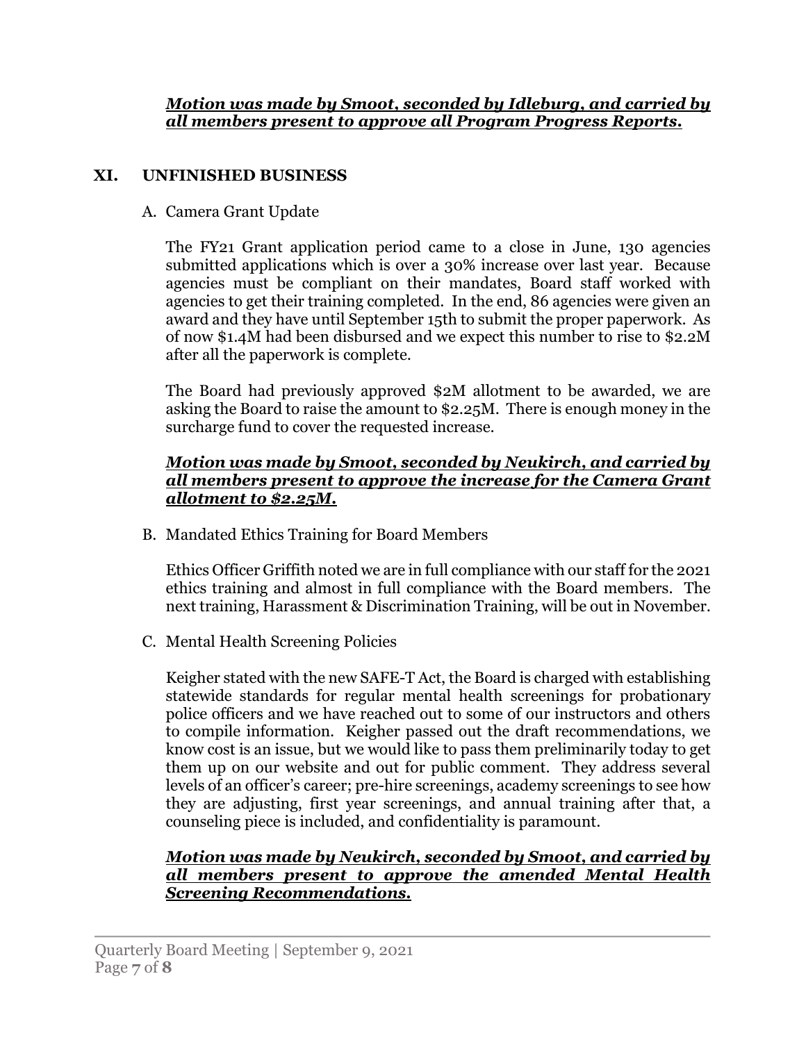***Motion was made by Smoot, seconded by Idleburg, and carried by all members present to approve all Program Progress Reports.***

## XI. UNFINISHED BUSINESS

A. Camera Grant Update

The FY21 Grant application period came to a close in June, 130 agencies submitted applications which is over a 30% increase over last year. Because agencies must be compliant on their mandates, Board staff worked with agencies to get their training completed. In the end, 86 agencies were given an award and they have until September 15th to submit the proper paperwork. As of now $1.4M had been disbursed and we expect this number to rise to $2.2M after all the paperwork is complete.

The Board had previously approved $2M allotment to be awarded, we are asking the Board to raise the amount to $2.25M. There is enough money in the surcharge fund to cover the requested increase.

***Motion was made by Smoot, seconded by Neukirch, and carried by all members present to approve the increase for the Camera Grant allotment to $2.25M.***

B. Mandated Ethics Training for Board Members

Ethics Officer Griffith noted we are in full compliance with our staff for the 2021 ethics training and almost in full compliance with the Board members. The next training, Harassment & Discrimination Training, will be out in November.

C. Mental Health Screening Policies

Keigher stated with the new SAFE-T Act, the Board is charged with establishing statewide standards for regular mental health screenings for probationary police officers and we have reached out to some of our instructors and others to compile information. Keigher passed out the draft recommendations, we know cost is an issue, but we would like to pass them preliminarily today to get them up on our website and out for public comment. They address several levels of an officer's career; pre-hire screenings, academy screenings to see how they are adjusting, first year screenings, and annual training after that, a counseling piece is included, and confidentiality is paramount.

***Motion was made by Neukirch, seconded by Smoot, and carried by all members present to approve the amended Mental Health Screening Recommendations.***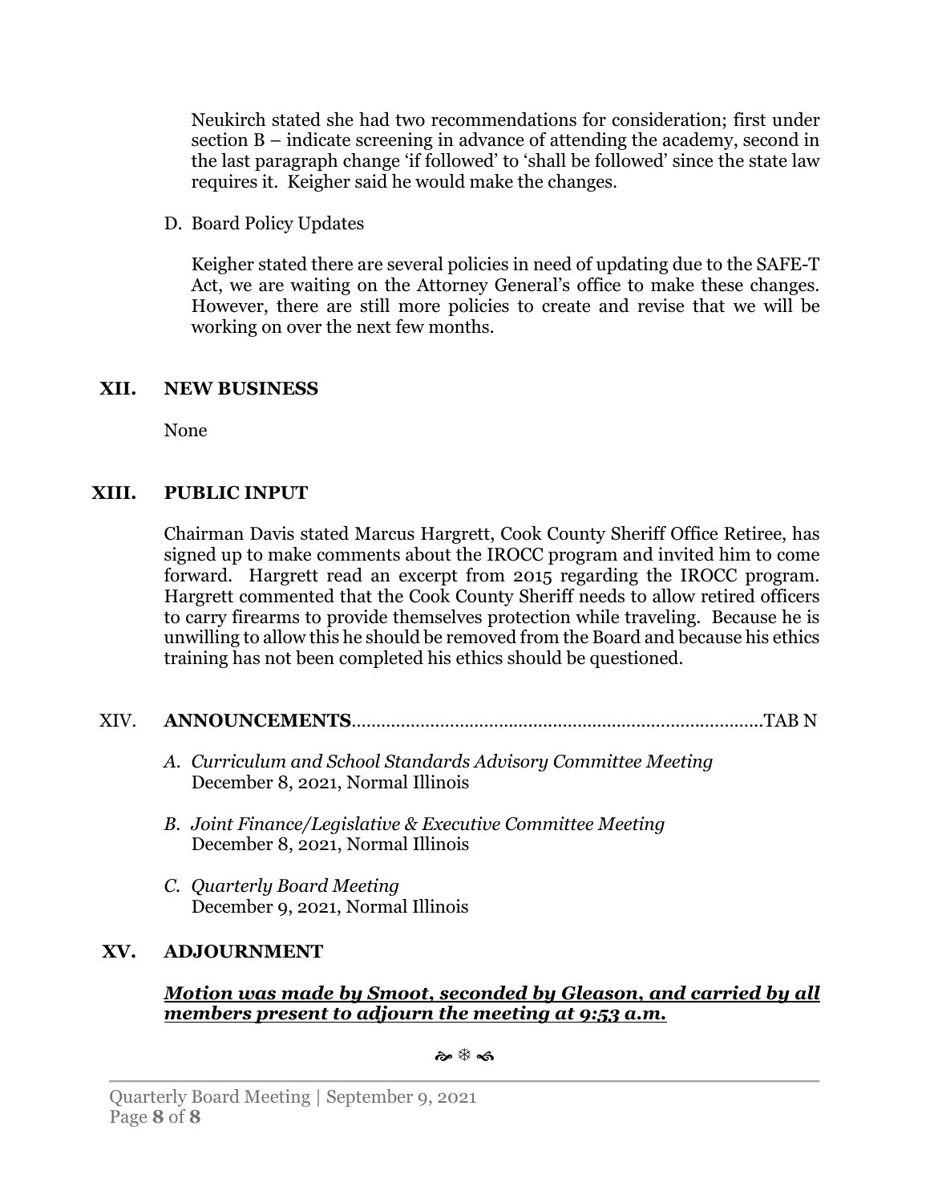Neukirch stated she had two recommendations for consideration; first under section B – indicate screening in advance of attending the academy, second in the last paragraph change 'if followed' to 'shall be followed' since the state law requires it. Keigher said he would make the changes.

D. Board Policy Updates

Keigher stated there are several policies in need of updating due to the SAFE-T Act, we are waiting on the Attorney General's office to make these changes. However, there are still more policies to create and revise that we will be working on over the next few months.

## XII. NEW BUSINESS

None

## XIII. PUBLIC INPUT

Chairman Davis stated Marcus Hargrett, Cook County Sheriff Office Retiree, has signed up to make comments about the IROCC program and invited him to come forward. Hargrett read an excerpt from 2015 regarding the IROCC program. Hargrett commented that the Cook County Sheriff needs to allow retired officers to carry firearms to provide themselves protection while traveling. Because he is unwilling to allow this he should be removed from the Board and because his ethics training has not been completed his ethics should be questioned.

## XIV. ANNOUNCEMENTS..................................................................................TAB N

*A. Curriculum and School Standards Advisory Committee Meeting*
December 8, 2021, Normal Illinois

*B. Joint Finance/Legislative & Executive Committee Meeting*
December 8, 2021, Normal Illinois

*C. Quarterly Board Meeting*
December 9, 2021, Normal Illinois

## XV. ADJOURNMENT

***Motion was made by Smoot, seconded by Gleason, and carried by all members present to adjourn the meeting at 9:53 a.m.***

☙ ❄ ❧